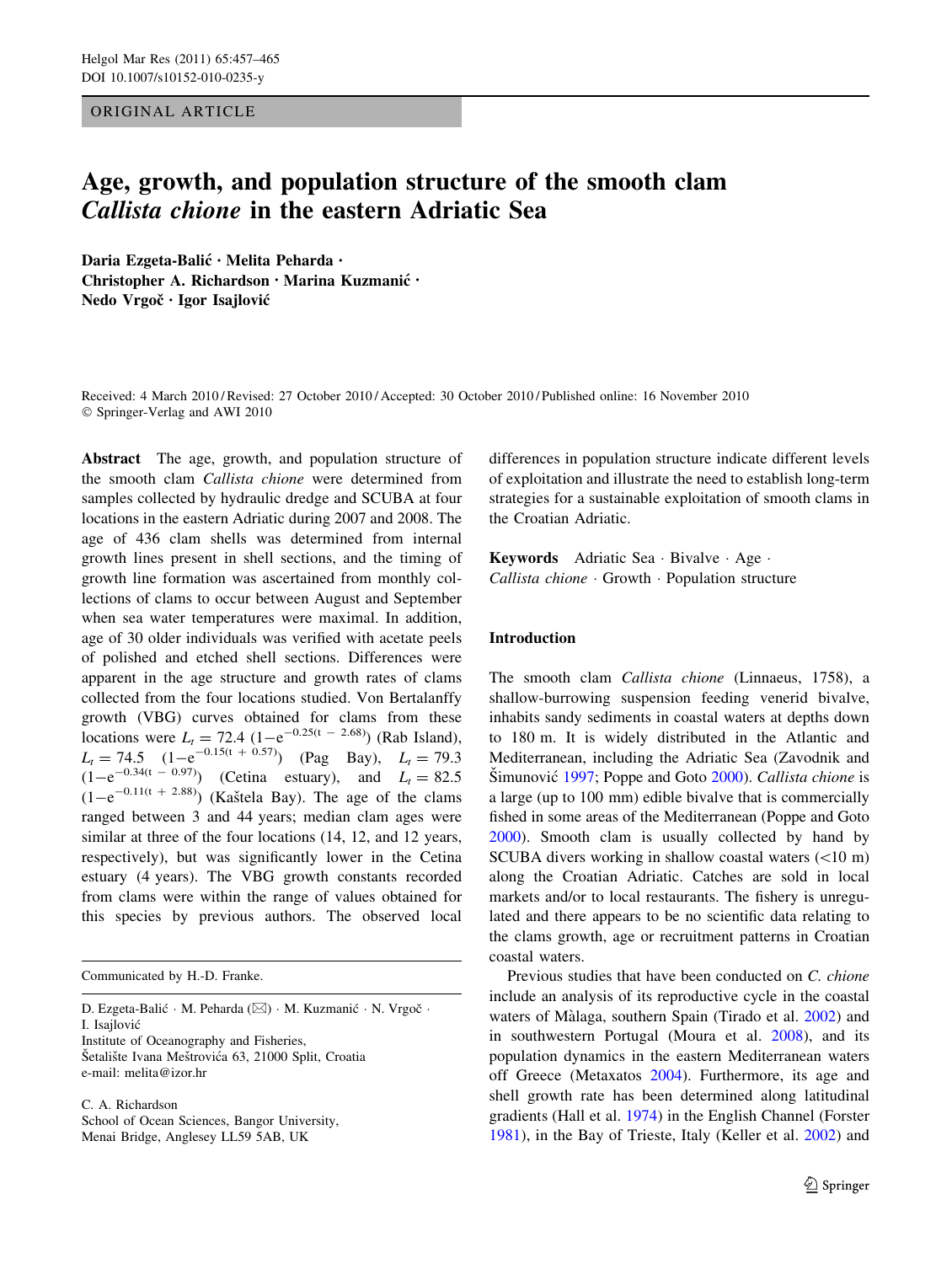ORIGINAL ARTICLE

# Age, growth, and population structure of the smooth clam *Callista chione* in the eastern Adriatic Sea

**Daria Ezgeta-Balić · Melita Peharda · Christopher A. Richardson · Marina Kuzmanić · Nedo Vrgoč · Igor Isajlović**

Received: 4 March 2010 / Revised: 27 October 2010 / Accepted: 30 October 2010 / Published online: 16 November 2010
© Springer-Verlag and AWI 2010

**Abstract** The age, growth, and population structure of the smooth clam *Callista chione* were determined from samples collected by hydraulic dredge and SCUBA at four locations in the eastern Adriatic during 2007 and 2008. The age of 436 clam shells was determined from internal growth lines present in shell sections, and the timing of growth line formation was ascertained from monthly collections of clams to occur between August and September when sea water temperatures were maximal. In addition, age of 30 older individuals was verified with acetate peels of polished and etched shell sections. Differences were apparent in the age structure and growth rates of clams collected from the four locations studied. Von Bertalanffy growth (VBG) curves obtained for clams from these locations were $L_t = 72.4\ (1-e^{-0.25(t\ -\ 2.68)})$ (Rab Island), $L_t = 74.5\ (1-e^{-0.15(t\ +\ 0.57)})$ (Pag Bay), $L_t = 79.3\ (1-e^{-0.34(t\ -\ 0.97)})$ (Cetina estuary), and $L_t = 82.5\ (1-e^{-0.11(t\ +\ 2.88)})$ (Kaštela Bay). The age of the clams ranged between 3 and 44 years; median clam ages were similar at three of the four locations (14, 12, and 12 years, respectively), but was significantly lower in the Cetina estuary (4 years). The VBG growth constants recorded from clams were within the range of values obtained for this species by previous authors. The observed local differences in population structure indicate different levels of exploitation and illustrate the need to establish long-term strategies for a sustainable exploitation of smooth clams in the Croatian Adriatic.

**Keywords** Adriatic Sea · Bivalve · Age · *Callista chione* · Growth · Population structure

Communicated by H.-D. Franke.

D. Ezgeta-Balić · M. Peharda (✉) · M. Kuzmanić · N. Vrgoč · I. Isajlović
Institute of Oceanography and Fisheries, Šetalište Ivana Meštrovića 63, 21000 Split, Croatia
e-mail: melita@izor.hr

C. A. Richardson
School of Ocean Sciences, Bangor University, Menai Bridge, Anglesey LL59 5AB, UK

## Introduction

The smooth clam *Callista chione* (Linnaeus, 1758), a shallow-burrowing suspension feeding venerid bivalve, inhabits sandy sediments in coastal waters at depths down to 180 m. It is widely distributed in the Atlantic and Mediterranean, including the Adriatic Sea (Zavodnik and Šimunović 1997; Poppe and Goto 2000). *Callista chione* is a large (up to 100 mm) edible bivalve that is commercially fished in some areas of the Mediterranean (Poppe and Goto 2000). Smooth clam is usually collected by hand by SCUBA divers working in shallow coastal waters (<10 m) along the Croatian Adriatic. Catches are sold in local markets and/or to local restaurants. The fishery is unregulated and there appears to be no scientific data relating to the clams growth, age or recruitment patterns in Croatian coastal waters.

Previous studies that have been conducted on *C. chione* include an analysis of its reproductive cycle in the coastal waters of Màlaga, southern Spain (Tirado et al. 2002) and in southwestern Portugal (Moura et al. 2008), and its population dynamics in the eastern Mediterranean waters off Greece (Metaxatos 2004). Furthermore, its age and shell growth rate has been determined along latitudinal gradients (Hall et al. 1974) in the English Channel (Forster 1981), in the Bay of Trieste, Italy (Keller et al. 2002) and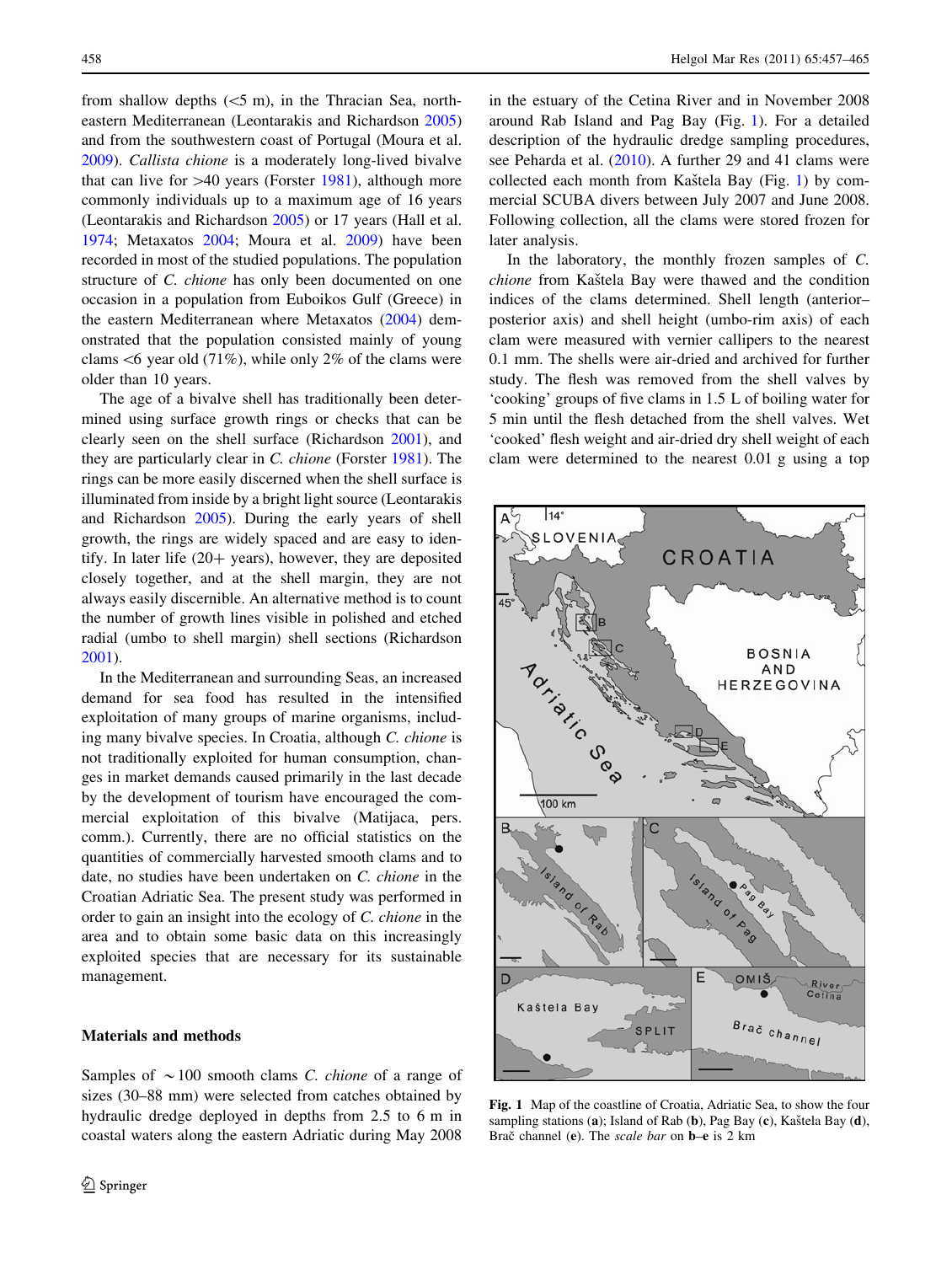from shallow depths (<5 m), in the Thracian Sea, north-eastern Mediterranean (Leontarakis and Richardson 2005) and from the southwestern coast of Portugal (Moura et al. 2009). *Callista chione* is a moderately long-lived bivalve that can live for >40 years (Forster 1981), although more commonly individuals up to a maximum age of 16 years (Leontarakis and Richardson 2005) or 17 years (Hall et al. 1974; Metaxatos 2004; Moura et al. 2009) have been recorded in most of the studied populations. The population structure of *C. chione* has only been documented on one occasion in a population from Euboikos Gulf (Greece) in the eastern Mediterranean where Metaxatos (2004) demonstrated that the population consisted mainly of young clams <6 year old (71%), while only 2% of the clams were older than 10 years.

The age of a bivalve shell has traditionally been determined using surface growth rings or checks that can be clearly seen on the shell surface (Richardson 2001), and they are particularly clear in *C. chione* (Forster 1981). The rings can be more easily discerned when the shell surface is illuminated from inside by a bright light source (Leontarakis and Richardson 2005). During the early years of shell growth, the rings are widely spaced and are easy to identify. In later life (20+ years), however, they are deposited closely together, and at the shell margin, they are not always easily discernible. An alternative method is to count the number of growth lines visible in polished and etched radial (umbo to shell margin) shell sections (Richardson 2001).

In the Mediterranean and surrounding Seas, an increased demand for sea food has resulted in the intensified exploitation of many groups of marine organisms, including many bivalve species. In Croatia, although *C. chione* is not traditionally exploited for human consumption, changes in market demands caused primarily in the last decade by the development of tourism have encouraged the commercial exploitation of this bivalve (Matijaca, pers. comm.). Currently, there are no official statistics on the quantities of commercially harvested smooth clams and to date, no studies have been undertaken on *C. chione* in the Croatian Adriatic Sea. The present study was performed in order to gain an insight into the ecology of *C. chione* in the area and to obtain some basic data on this increasingly exploited species that are necessary for its sustainable management.

## Materials and methods

Samples of ~100 smooth clams *C. chione* of a range of sizes (30–88 mm) were selected from catches obtained by hydraulic dredge deployed in depths from 2.5 to 6 m in coastal waters along the eastern Adriatic during May 2008 in the estuary of the Cetina River and in November 2008 around Rab Island and Pag Bay (Fig. 1). For a detailed description of the hydraulic dredge sampling procedures, see Peharda et al. (2010). A further 29 and 41 clams were collected each month from Kaštela Bay (Fig. 1) by commercial SCUBA divers between July 2007 and June 2008. Following collection, all the clams were stored frozen for later analysis.

In the laboratory, the monthly frozen samples of *C. chione* from Kaštela Bay were thawed and the condition indices of the clams determined. Shell length (anterior–posterior axis) and shell height (umbo-rim axis) of each clam were measured with vernier callipers to the nearest 0.1 mm. The shells were air-dried and archived for further study. The flesh was removed from the shell valves by 'cooking' groups of five clams in 1.5 L of boiling water for 5 min until the flesh detached from the shell valves. Wet 'cooked' flesh weight and air-dried dry shell weight of each clam were determined to the nearest 0.01 g using a top

**Fig. 1** Map of the coastline of Croatia, Adriatic Sea, to show the four sampling stations (**a**); Island of Rab (**b**), Pag Bay (**c**), Kaštela Bay (**d**), Brač channel (**e**). The *scale bar* on **b**–**e** is 2 km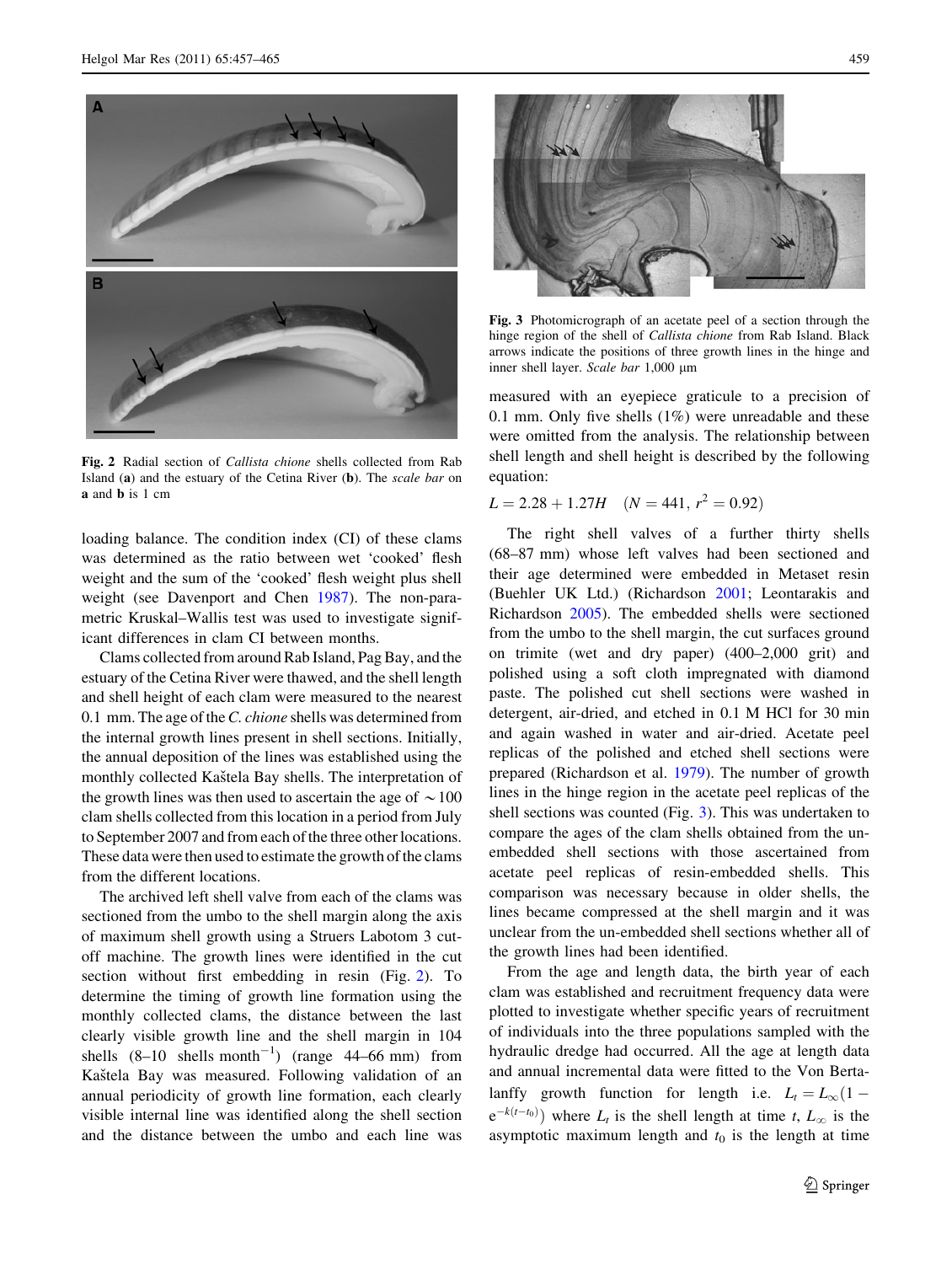Fig. 2 Radial section of *Callista chione* shells collected from Rab Island (**a**) and the estuary of the Cetina River (**b**). The *scale bar* on **a** and **b** is 1 cm

loading balance. The condition index (CI) of these clams was determined as the ratio between wet 'cooked' flesh weight and the sum of the 'cooked' flesh weight plus shell weight (see Davenport and Chen 1987). The non-parametric Kruskal–Wallis test was used to investigate significant differences in clam CI between months.

Clams collected from around Rab Island, Pag Bay, and the estuary of the Cetina River were thawed, and the shell length and shell height of each clam were measured to the nearest 0.1 mm. The age of the *C. chione* shells was determined from the internal growth lines present in shell sections. Initially, the annual deposition of the lines was established using the monthly collected Kaštela Bay shells. The interpretation of the growth lines was then used to ascertain the age of ~100 clam shells collected from this location in a period from July to September 2007 and from each of the three other locations. These data were then used to estimate the growth of the clams from the different locations.

The archived left shell valve from each of the clams was sectioned from the umbo to the shell margin along the axis of maximum shell growth using a Struers Labotom 3 cut-off machine. The growth lines were identified in the cut section without first embedding in resin (Fig. 2). To determine the timing of growth line formation using the monthly collected clams, the distance between the last clearly visible growth line and the shell margin in 104 shells (8–10 shells month$^{-1}$) (range 44–66 mm) from Kaštela Bay was measured. Following validation of an annual periodicity of growth line formation, each clearly visible internal line was identified along the shell section and the distance between the umbo and each line was measured with an eyepiece graticule to a precision of 0.1 mm. Only five shells (1%) were unreadable and these were omitted from the analysis. The relationship between shell length and shell height is described by the following equation:

$$L = 2.28 + 1.27H \quad (N = 441,\ r^2 = 0.92)$$

Fig. 3 Photomicrograph of an acetate peel of a section through the hinge region of the shell of *Callista chione* from Rab Island. Black arrows indicate the positions of three growth lines in the hinge and inner shell layer. *Scale bar* 1,000 μm

The right shell valves of a further thirty shells (68–87 mm) whose left valves had been sectioned and their age determined were embedded in Metaset resin (Buehler UK Ltd.) (Richardson 2001; Leontarakis and Richardson 2005). The embedded shells were sectioned from the umbo to the shell margin, the cut surfaces ground on trimite (wet and dry paper) (400–2,000 grit) and polished using a soft cloth impregnated with diamond paste. The polished cut shell sections were washed in detergent, air-dried, and etched in 0.1 M HCl for 30 min and again washed in water and air-dried. Acetate peel replicas of the polished and etched shell sections were prepared (Richardson et al. 1979). The number of growth lines in the hinge region in the acetate peel replicas of the shell sections was counted (Fig. 3). This was undertaken to compare the ages of the clam shells obtained from the un-embedded shell sections with those ascertained from acetate peel replicas of resin-embedded shells. This comparison was necessary because in older shells, the lines became compressed at the shell margin and it was unclear from the un-embedded shell sections whether all of the growth lines had been identified.

From the age and length data, the birth year of each clam was established and recruitment frequency data were plotted to investigate whether specific years of recruitment of individuals into the three populations sampled with the hydraulic dredge had occurred. All the age at length data and annual incremental data were fitted to the Von Bertalanffy growth function for length i.e. $L_t = L_\infty(1 - e^{-k(t-t_0)})$ where $L_t$ is the shell length at time $t$, $L_\infty$ is the asymptotic maximum length and $t_0$ is the length at time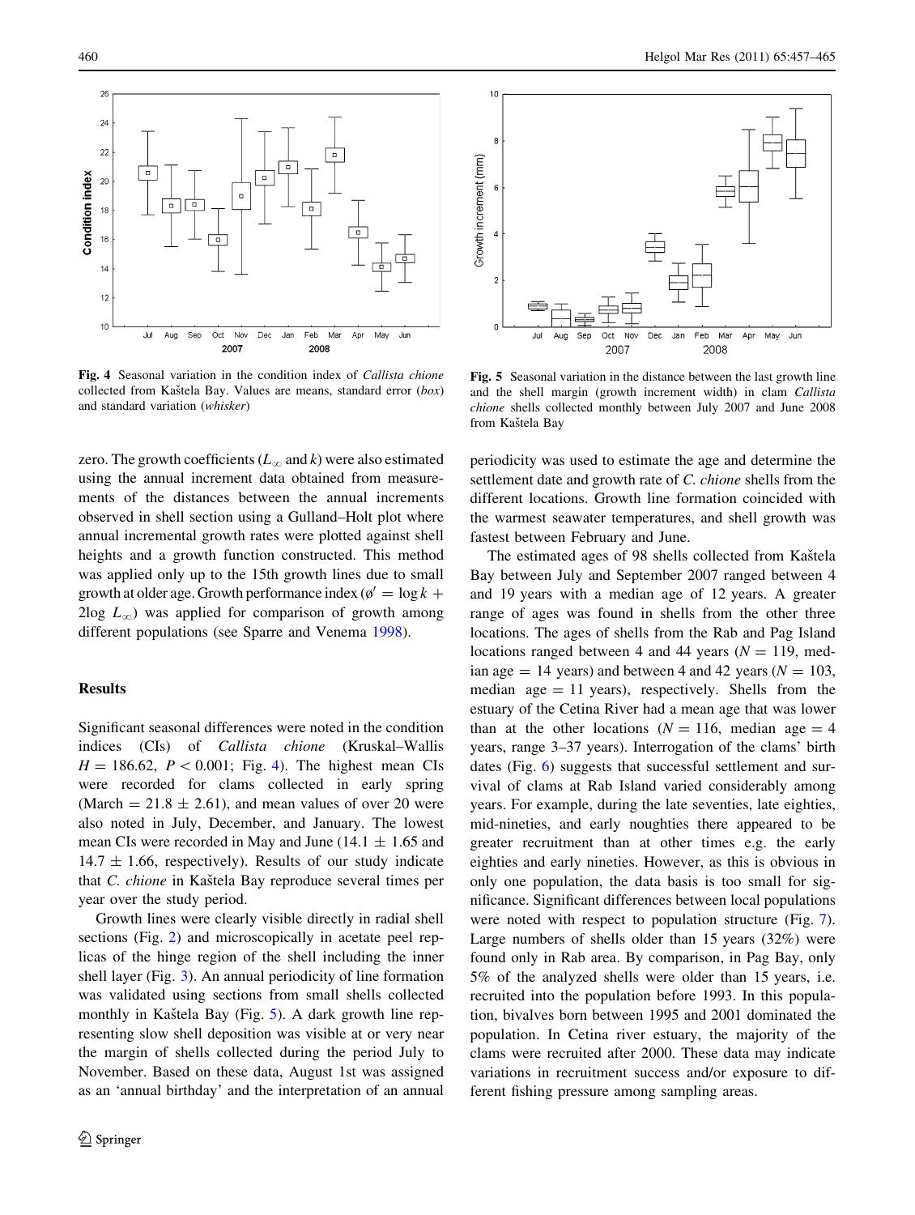Fig. 4 Seasonal variation in the condition index of *Callista chione* collected from Kaštela Bay. Values are means, standard error (*box*) and standard variation (*whisker*)

Fig. 5 Seasonal variation in the distance between the last growth line and the shell margin (growth increment width) in clam *Callista chione* shells collected monthly between July 2007 and June 2008 from Kaštela Bay

zero. The growth coefficients ($L_\infty$ and $k$) were also estimated using the annual increment data obtained from measurements of the distances between the annual increments observed in shell section using a Gulland–Holt plot where annual incremental growth rates were plotted against shell heights and a growth function constructed. This method was applied only up to the 15th growth lines due to small growth at older age. Growth performance index ($\text{ø}' = \log k + 2\log L_\infty$) was applied for comparison of growth among different populations (see Sparre and Venema 1998).

## Results

Significant seasonal differences were noted in the condition indices (CIs) of *Callista chione* (Kruskal–Wallis $H = 186.62$, $P < 0.001$; Fig. 4). The highest mean CIs were recorded for clams collected in early spring (March = 21.8 ± 2.61), and mean values of over 20 were also noted in July, December, and January. The lowest mean CIs were recorded in May and June (14.1 ± 1.65 and 14.7 ± 1.66, respectively). Results of our study indicate that *C. chione* in Kaštela Bay reproduce several times per year over the study period.

Growth lines were clearly visible directly in radial shell sections (Fig. 2) and microscopically in acetate peel replicas of the hinge region of the shell including the inner shell layer (Fig. 3). An annual periodicity of line formation was validated using sections from small shells collected monthly in Kaštela Bay (Fig. 5). A dark growth line representing slow shell deposition was visible at or very near the margin of shells collected during the period July to November. Based on these data, August 1st was assigned as an 'annual birthday' and the interpretation of an annual periodicity was used to estimate the age and determine the settlement date and growth rate of *C. chione* shells from the different locations. Growth line formation coincided with the warmest seawater temperatures, and shell growth was fastest between February and June.

The estimated ages of 98 shells collected from Kaštela Bay between July and September 2007 ranged between 4 and 19 years with a median age of 12 years. A greater range of ages was found in shells from the other three locations. The ages of shells from the Rab and Pag Island locations ranged between 4 and 44 years ($N = 119$, median age = 14 years) and between 4 and 42 years ($N = 103$, median age = 11 years), respectively. Shells from the estuary of the Cetina River had a mean age that was lower than at the other locations ($N = 116$, median age = 4 years, range 3–37 years). Interrogation of the clams' birth dates (Fig. 6) suggests that successful settlement and survival of clams at Rab Island varied considerably among years. For example, during the late seventies, late eighties, mid-nineties, and early noughties there appeared to be greater recruitment than at other times e.g. the early eighties and early nineties. However, as this is obvious in only one population, the data basis is too small for significance. Significant differences between local populations were noted with respect to population structure (Fig. 7). Large numbers of shells older than 15 years (32%) were found only in Rab area. By comparison, in Pag Bay, only 5% of the analyzed shells were older than 15 years, i.e. recruited into the population before 1993. In this population, bivalves born between 1995 and 2001 dominated the population. In Cetina river estuary, the majority of the clams were recruited after 2000. These data may indicate variations in recruitment success and/or exposure to different fishing pressure among sampling areas.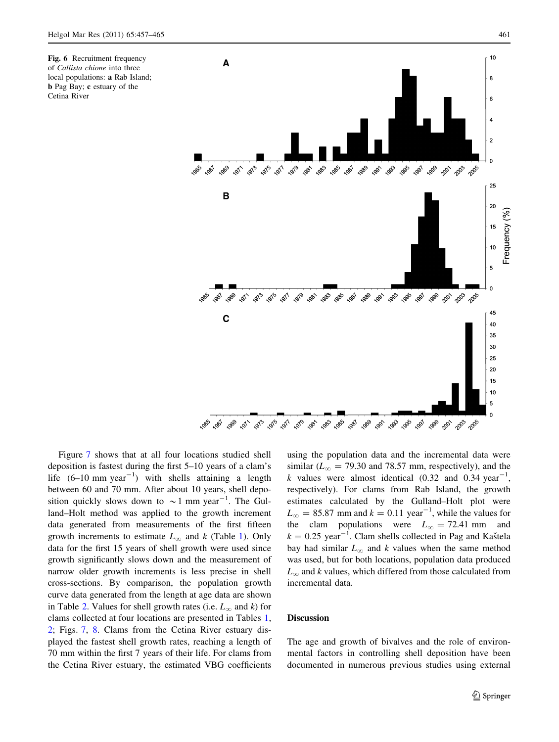**Fig. 6** Recruitment frequency of *Callista chione* into three local populations: **a** Rab Island; **b** Pag Bay; **c** estuary of the Cetina River

Figure 7 shows that at all four locations studied shell deposition is fastest during the first 5–10 years of a clam's life (6–10 mm $year^{-1}$) with shells attaining a length between 60 and 70 mm. After about 10 years, shell deposition quickly slows down to $\sim$1 mm $year^{-1}$. The Gulland–Holt method was applied to the growth increment data generated from measurements of the first fifteen growth increments to estimate $L_{\infty}$ and $k$ (Table 1). Only data for the first 15 years of shell growth were used since growth significantly slows down and the measurement of narrow older growth increments is less precise in shell cross-sections. By comparison, the population growth curve data generated from the length at age data are shown in Table 2. Values for shell growth rates (i.e. $L_{\infty}$ and $k$) for clams collected at four locations are presented in Tables 1, 2; Figs. 7, 8. Clams from the Cetina River estuary displayed the fastest shell growth rates, reaching a length of 70 mm within the first 7 years of their life. For clams from the Cetina River estuary, the estimated VBG coefficients using the population data and the incremental data were similar ($L_{\infty} = 79.30$ and 78.57 mm, respectively), and the $k$ values were almost identical (0.32 and 0.34 $year^{-1}$, respectively). For clams from Rab Island, the growth estimates calculated by the Gulland–Holt plot were $L_{\infty} = 85.87$ mm and $k = 0.11$ $year^{-1}$, while the values for the clam populations were $L_{\infty} = 72.41$ mm and $k = 0.25$ $year^{-1}$. Clam shells collected in Pag and Kaštela bay had similar $L_{\infty}$ and $k$ values when the same method was used, but for both locations, population data produced $L_{\infty}$ and $k$ values, which differed from those calculated from incremental data.

## Discussion

The age and growth of bivalves and the role of environmental factors in controlling shell deposition have been documented in numerous previous studies using external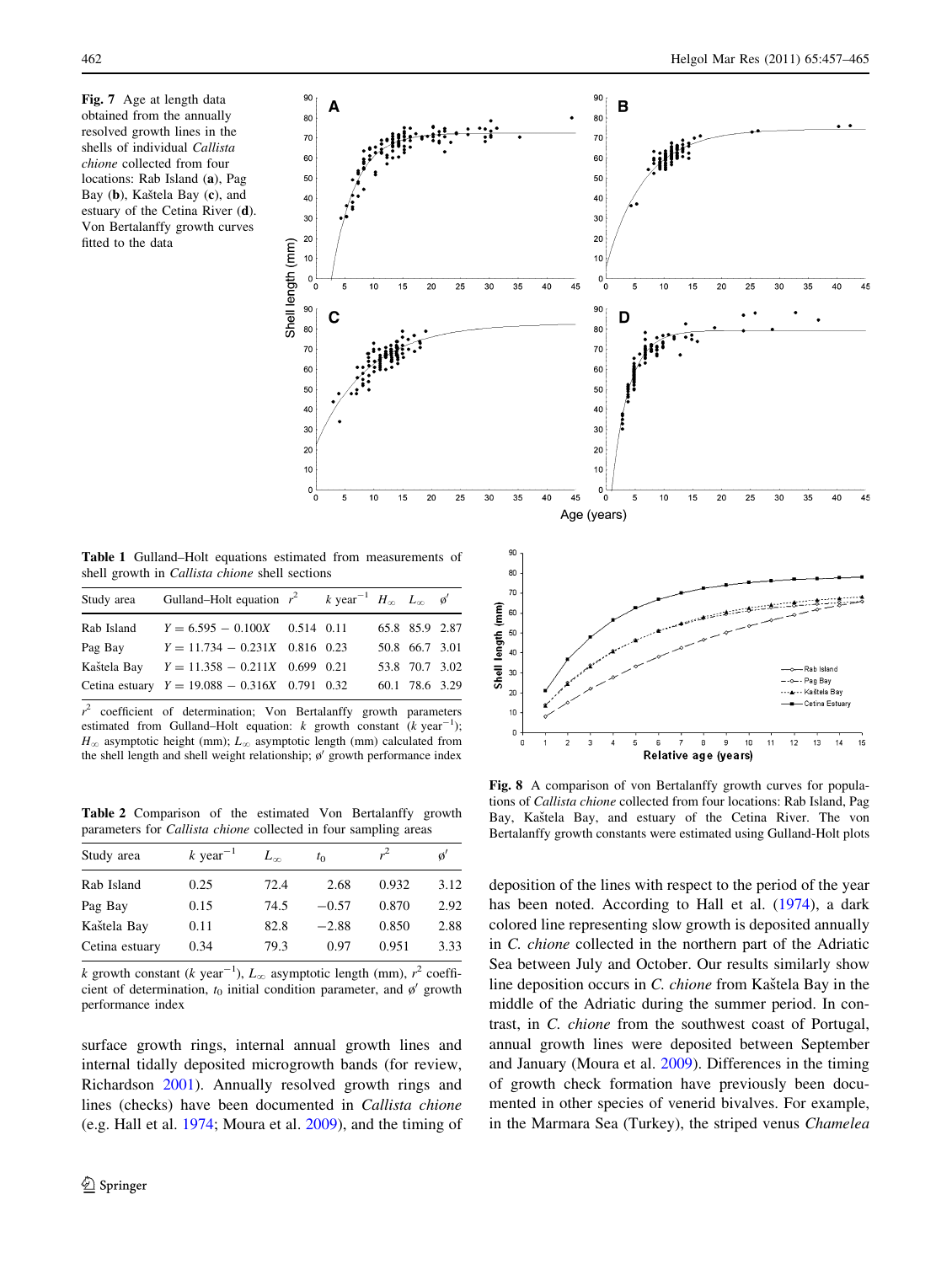Fig. 7 Age at length data obtained from the annually resolved growth lines in the shells of individual *Callista chione* collected from four locations: Rab Island (**a**), Pag Bay (**b**), Kaštela Bay (**c**), and estuary of the Cetina River (**d**). Von Bertalanffy growth curves fitted to the data

**Table 1** Gulland–Holt equations estimated from measurements of shell growth in *Callista chione* shell sections

| Study area | Gulland–Holt equation | $r^2$ | $k$ year$^{-1}$ | $H_\infty$ | $L_\infty$ | $\o'$ |
|---|---|---|---|---|---|---|
| Rab Island | $Y = 6.595 - 0.100X$ | 0.514 | 0.11 | 65.8 | 85.9 | 2.87 |
| Pag Bay | $Y = 11.734 - 0.231X$ | 0.816 | 0.23 | 50.8 | 66.7 | 3.01 |
| Kaštela Bay | $Y = 11.358 - 0.211X$ | 0.699 | 0.21 | 53.8 | 70.7 | 3.02 |
| Cetina estuary | $Y = 19.088 - 0.316X$ | 0.791 | 0.32 | 60.1 | 78.6 | 3.29 |

$r^2$ coefficient of determination; Von Bertalanffy growth parameters estimated from Gulland–Holt equation: $k$ growth constant ($k$ year$^{-1}$); $H_\infty$ asymptotic height (mm); $L_\infty$ asymptotic length (mm) calculated from the shell length and shell weight relationship; $\o'$ growth performance index

**Table 2** Comparison of the estimated Von Bertalanffy growth parameters for *Callista chione* collected in four sampling areas

| Study area | $k$ year$^{-1}$ | $L_\infty$ | $t_0$ | $r^2$ | $\o'$ |
|---|---|---|---|---|---|
| Rab Island | 0.25 | 72.4 | 2.68 | 0.932 | 3.12 |
| Pag Bay | 0.15 | 74.5 | −0.57 | 0.870 | 2.92 |
| Kaštela Bay | 0.11 | 82.8 | −2.88 | 0.850 | 2.88 |
| Cetina estuary | 0.34 | 79.3 | 0.97 | 0.951 | 3.33 |

$k$ growth constant ($k$ year$^{-1}$), $L_\infty$ asymptotic length (mm), $r^2$ coefficient of determination, $t_0$ initial condition parameter, and $\o'$ growth performance index

Fig. 8 A comparison of von Bertalanffy growth curves for populations of *Callista chione* collected from four locations: Rab Island, Pag Bay, Kaštela Bay, and estuary of the Cetina River. The von Bertalanffy growth constants were estimated using Gulland-Holt plots

surface growth rings, internal annual growth lines and internal tidally deposited microgrowth bands (for review, Richardson 2001). Annually resolved growth rings and lines (checks) have been documented in *Callista chione* (e.g. Hall et al. 1974; Moura et al. 2009), and the timing of deposition of the lines with respect to the period of the year has been noted. According to Hall et al. (1974), a dark colored line representing slow growth is deposited annually in *C. chione* collected in the northern part of the Adriatic Sea between July and October. Our results similarly show line deposition occurs in *C. chione* from Kaštela Bay in the middle of the Adriatic during the summer period. In contrast, in *C. chione* from the southwest coast of Portugal, annual growth lines were deposited between September and January (Moura et al. 2009). Differences in the timing of growth check formation have previously been documented in other species of venerid bivalves. For example, in the Marmara Sea (Turkey), the striped venus *Chamelea*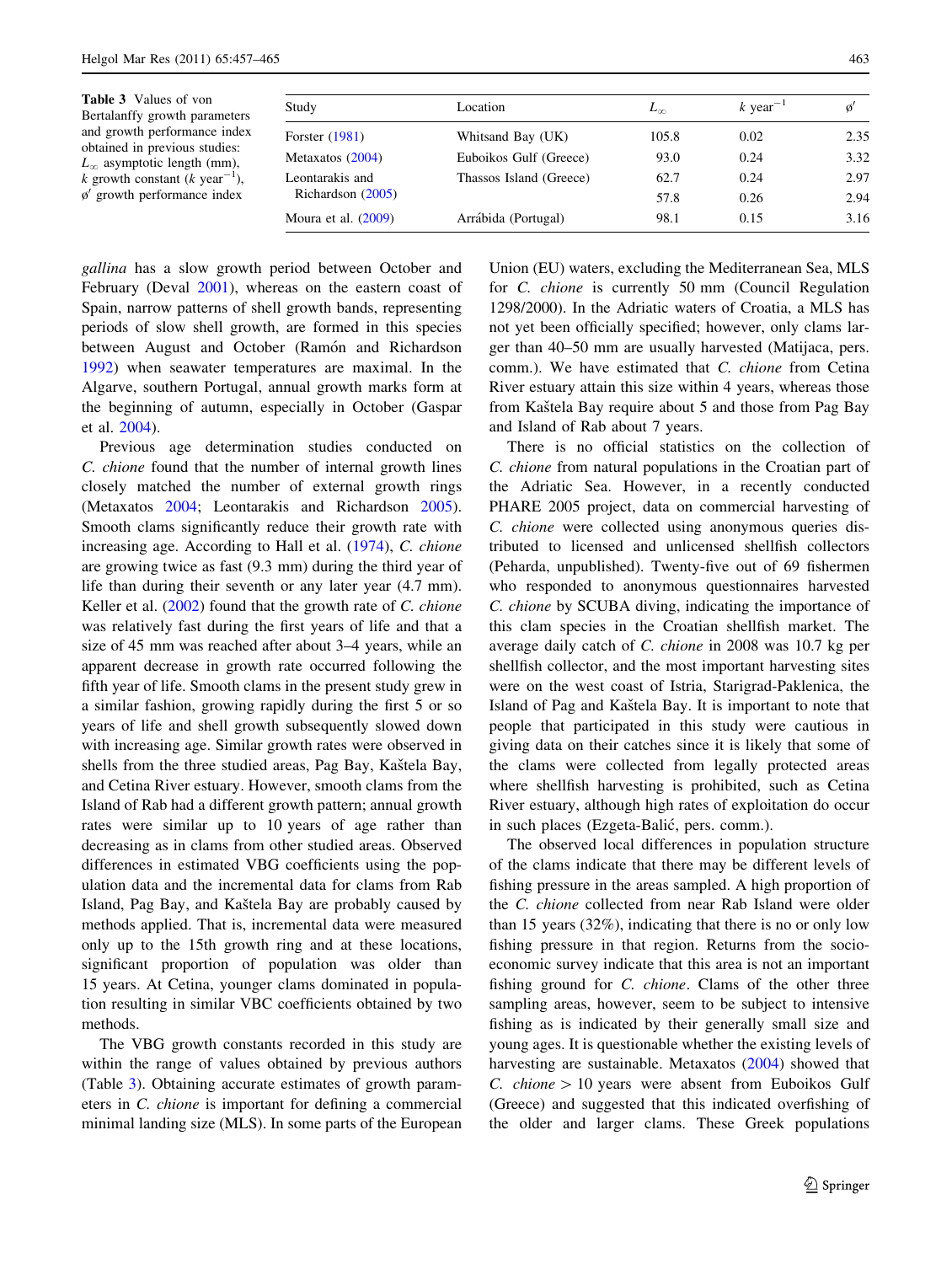**Table 3** Values of von Bertalanffy growth parameters and growth performance index obtained in previous studies: $L_\infty$ asymptotic length (mm), $k$ growth constant ($k$ year$^{-1}$), $\phi'$ growth performance index

| Study | Location | $L_\infty$ | $k$ year$^{-1}$ | $\phi'$ |
|---|---|---|---|---|
| Forster (1981) | Whitsand Bay (UK) | 105.8 | 0.02 | 2.35 |
| Metaxatos (2004) | Euboikos Gulf (Greece) | 93.0 | 0.24 | 3.32 |
| Leontarakis and Richardson (2005) | Thassos Island (Greece) | 62.7 | 0.24 | 2.97 |
| | | 57.8 | 0.26 | 2.94 |
| Moura et al. (2009) | Arrábida (Portugal) | 98.1 | 0.15 | 3.16 |

*gallina* has a slow growth period between October and February (Deval 2001), whereas on the eastern coast of Spain, narrow patterns of shell growth bands, representing periods of slow shell growth, are formed in this species between August and October (Ramón and Richardson 1992) when seawater temperatures are maximal. In the Algarve, southern Portugal, annual growth marks form at the beginning of autumn, especially in October (Gaspar et al. 2004).

Previous age determination studies conducted on *C. chione* found that the number of internal growth lines closely matched the number of external growth rings (Metaxatos 2004; Leontarakis and Richardson 2005). Smooth clams significantly reduce their growth rate with increasing age. According to Hall et al. (1974), *C. chione* are growing twice as fast (9.3 mm) during the third year of life than during their seventh or any later year (4.7 mm). Keller et al. (2002) found that the growth rate of *C. chione* was relatively fast during the first years of life and that a size of 45 mm was reached after about 3–4 years, while an apparent decrease in growth rate occurred following the fifth year of life. Smooth clams in the present study grew in a similar fashion, growing rapidly during the first 5 or so years of life and shell growth subsequently slowed down with increasing age. Similar growth rates were observed in shells from the three studied areas, Pag Bay, Kaštela Bay, and Cetina River estuary. However, smooth clams from the Island of Rab had a different growth pattern; annual growth rates were similar up to 10 years of age rather than decreasing as in clams from other studied areas. Observed differences in estimated VBG coefficients using the population data and the incremental data for clams from Rab Island, Pag Bay, and Kaštela Bay are probably caused by methods applied. That is, incremental data were measured only up to the 15th growth ring and at these locations, significant proportion of population was older than 15 years. At Cetina, younger clams dominated in population resulting in similar VBC coefficients obtained by two methods.

The VBG growth constants recorded in this study are within the range of values obtained by previous authors (Table 3). Obtaining accurate estimates of growth parameters in *C. chione* is important for defining a commercial minimal landing size (MLS). In some parts of the European Union (EU) waters, excluding the Mediterranean Sea, MLS for *C. chione* is currently 50 mm (Council Regulation 1298/2000). In the Adriatic waters of Croatia, a MLS has not yet been officially specified; however, only clams larger than 40–50 mm are usually harvested (Matijaca, pers. comm.). We have estimated that *C. chione* from Cetina River estuary attain this size within 4 years, whereas those from Kaštela Bay require about 5 and those from Pag Bay and Island of Rab about 7 years.

There is no official statistics on the collection of *C. chione* from natural populations in the Croatian part of the Adriatic Sea. However, in a recently conducted PHARE 2005 project, data on commercial harvesting of *C. chione* were collected using anonymous queries distributed to licensed and unlicensed shellfish collectors (Peharda, unpublished). Twenty-five out of 69 fishermen who responded to anonymous questionnaires harvested *C. chione* by SCUBA diving, indicating the importance of this clam species in the Croatian shellfish market. The average daily catch of *C. chione* in 2008 was 10.7 kg per shellfish collector, and the most important harvesting sites were on the west coast of Istria, Starigrad-Paklenica, the Island of Pag and Kaštela Bay. It is important to note that people that participated in this study were cautious in giving data on their catches since it is likely that some of the clams were collected from legally protected areas where shellfish harvesting is prohibited, such as Cetina River estuary, although high rates of exploitation do occur in such places (Ezgeta-Balić, pers. comm.).

The observed local differences in population structure of the clams indicate that there may be different levels of fishing pressure in the areas sampled. A high proportion of the *C. chione* collected from near Rab Island were older than 15 years (32%), indicating that there is no or only low fishing pressure in that region. Returns from the socio-economic survey indicate that this area is not an important fishing ground for *C. chione*. Clams of the other three sampling areas, however, seem to be subject to intensive fishing as is indicated by their generally small size and young ages. It is questionable whether the existing levels of harvesting are sustainable. Metaxatos (2004) showed that *C. chione* > 10 years were absent from Euboikos Gulf (Greece) and suggested that this indicated overfishing of the older and larger clams. These Greek populations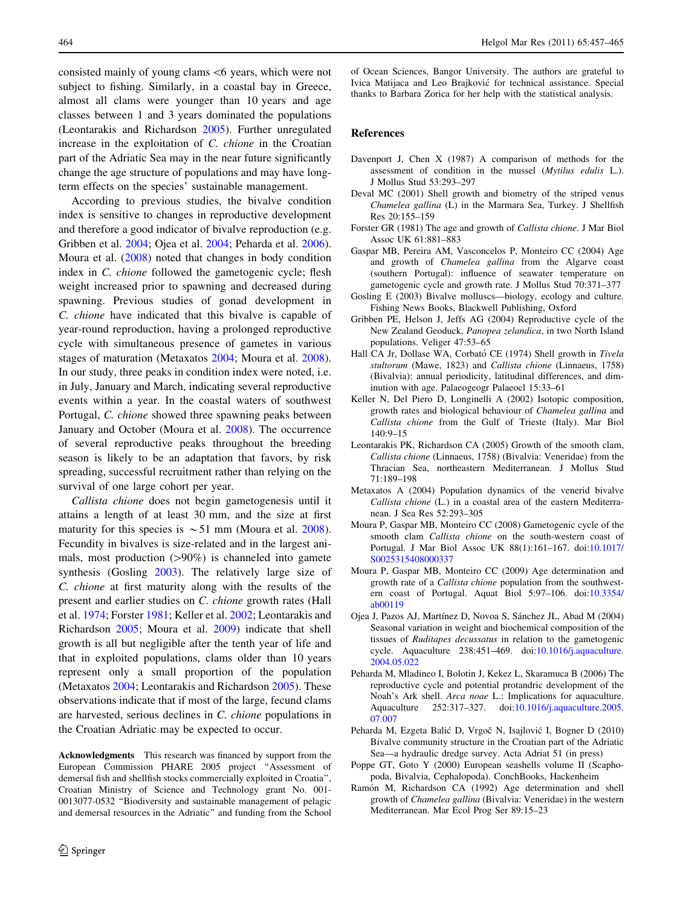consisted mainly of young clams <6 years, which were not subject to fishing. Similarly, in a coastal bay in Greece, almost all clams were younger than 10 years and age classes between 1 and 3 years dominated the populations (Leontarakis and Richardson 2005). Further unregulated increase in the exploitation of *C. chione* in the Croatian part of the Adriatic Sea may in the near future significantly change the age structure of populations and may have long-term effects on the species' sustainable management.

According to previous studies, the bivalve condition index is sensitive to changes in reproductive development and therefore a good indicator of bivalve reproduction (e.g. Gribben et al. 2004; Ojea et al. 2004; Peharda et al. 2006). Moura et al. (2008) noted that changes in body condition index in *C. chione* followed the gametogenic cycle; flesh weight increased prior to spawning and decreased during spawning. Previous studies of gonad development in *C. chione* have indicated that this bivalve is capable of year-round reproduction, having a prolonged reproductive cycle with simultaneous presence of gametes in various stages of maturation (Metaxatos 2004; Moura et al. 2008). In our study, three peaks in condition index were noted, i.e. in July, January and March, indicating several reproductive events within a year. In the coastal waters of southwest Portugal, *C. chione* showed three spawning peaks between January and October (Moura et al. 2008). The occurrence of several reproductive peaks throughout the breeding season is likely to be an adaptation that favors, by risk spreading, successful recruitment rather than relying on the survival of one large cohort per year.

*Callista chione* does not begin gametogenesis until it attains a length of at least 30 mm, and the size at first maturity for this species is ~51 mm (Moura et al. 2008). Fecundity in bivalves is size-related and in the largest animals, most production (>90%) is channeled into gamete synthesis (Gosling 2003). The relatively large size of *C. chione* at first maturity along with the results of the present and earlier studies on *C. chione* growth rates (Hall et al. 1974; Forster 1981; Keller et al. 2002; Leontarakis and Richardson 2005; Moura et al. 2009) indicate that shell growth is all but negligible after the tenth year of life and that in exploited populations, clams older than 10 years represent only a small proportion of the population (Metaxatos 2004; Leontarakis and Richardson 2005). These observations indicate that if most of the large, fecund clams are harvested, serious declines in *C. chione* populations in the Croatian Adriatic may be expected to occur.

**Acknowledgments** This research was financed by support from the European Commission PHARE 2005 project "Assessment of demersal fish and shellfish stocks commercially exploited in Croatia", Croatian Ministry of Science and Technology grant No. 001-0013077-0532 "Biodiversity and sustainable management of pelagic and demersal resources in the Adriatic" and funding from the School of Ocean Sciences, Bangor University. The authors are grateful to Ivica Matijaca and Leo Brajković for technical assistance. Special thanks to Barbara Zorica for her help with the statistical analysis.

## References

Davenport J, Chen X (1987) A comparison of methods for the assessment of condition in the mussel (*Mytilus edulis* L.). J Mollus Stud 53:293–297

Deval MC (2001) Shell growth and biometry of the striped venus *Chamelea gallina* (L) in the Marmara Sea, Turkey. J Shellfish Res 20:155–159

Forster GR (1981) The age and growth of *Callista chione*. J Mar Biol Assoc UK 61:881–883

Gaspar MB, Pereira AM, Vasconcelos P, Monteiro CC (2004) Age and growth of *Chamelea gallina* from the Algarve coast (southern Portugal): influence of seawater temperature on gametogenic cycle and growth rate. J Mollus Stud 70:371–377

Gosling E (2003) Bivalve molluscs—biology, ecology and culture. Fishing News Books, Blackwell Publishing, Oxford

Gribben PE, Helson J, Jeffs AG (2004) Reproductive cycle of the New Zealand Geoduck, *Panopea zelandica*, in two North Island populations. Veliger 47:53–65

Hall CA Jr, Dollase WA, Corbató CE (1974) Shell growth in *Tivela stultorum* (Mawe, 1823) and *Callista chione* (Linnaeus, 1758) (Bivalvia): annual periodicity, latitudinal differences, and diminution with age. Palaeogeogr Palaeocl 15:33–61

Keller N, Del Piero D, Longinelli A (2002) Isotopic composition, growth rates and biological behaviour of *Chamelea gallina* and *Callista chione* from the Gulf of Trieste (Italy). Mar Biol 140:9–15

Leontarakis PK, Richardson CA (2005) Growth of the smooth clam, *Callista chione* (Linnaeus, 1758) (Bivalvia: Veneridae) from the Thracian Sea, northeastern Mediterranean. J Mollus Stud 71:189–198

Metaxatos A (2004) Population dynamics of the venerid bivalve *Callista chione* (L.) in a coastal area of the eastern Mediterranean. J Sea Res 52:293–305

Moura P, Gaspar MB, Monteiro CC (2008) Gametogenic cycle of the smooth clam *Callista chione* on the south-western coast of Portugal. J Mar Biol Assoc UK 88(1):161–167. doi:10.1017/S0025315408000337

Moura P, Gaspar MB, Monteiro CC (2009) Age determination and growth rate of a *Callista chione* population from the southwestern coast of Portugal. Aquat Biol 5:97–106. doi:10.3354/ab00119

Ojea J, Pazos AJ, Martínez D, Novoa S, Sánchez JL, Abad M (2004) Seasonal variation in weight and biochemical composition of the tissues of *Ruditapes decussatus* in relation to the gametogenic cycle. Aquaculture 238:451–469. doi:10.1016/j.aquaculture.2004.05.022

Peharda M, Mladineo I, Bolotin J, Kekez L, Skaramuca B (2006) The reproductive cycle and potential protandric development of the Noah's Ark shell. *Arca noae* L.: Implications for aquaculture. Aquaculture 252:317–327. doi:10.1016/j.aquaculture.2005.07.007

Peharda M, Ezgeta Balić D, Vrgoč N, Isajlović I, Bogner D (2010) Bivalve community structure in the Croatian part of the Adriatic Sea—a hydraulic dredge survey. Acta Adriat 51 (in press)

Poppe GT, Goto Y (2000) European seashells volume II (Scaphopoda, Bivalvia, Cephalopoda). ConchBooks, Hackenheim

Ramón M, Richardson CA (1992) Age determination and shell growth of *Chamelea gallina* (Bivalvia: Veneridae) in the western Mediterranean. Mar Ecol Prog Ser 89:15–23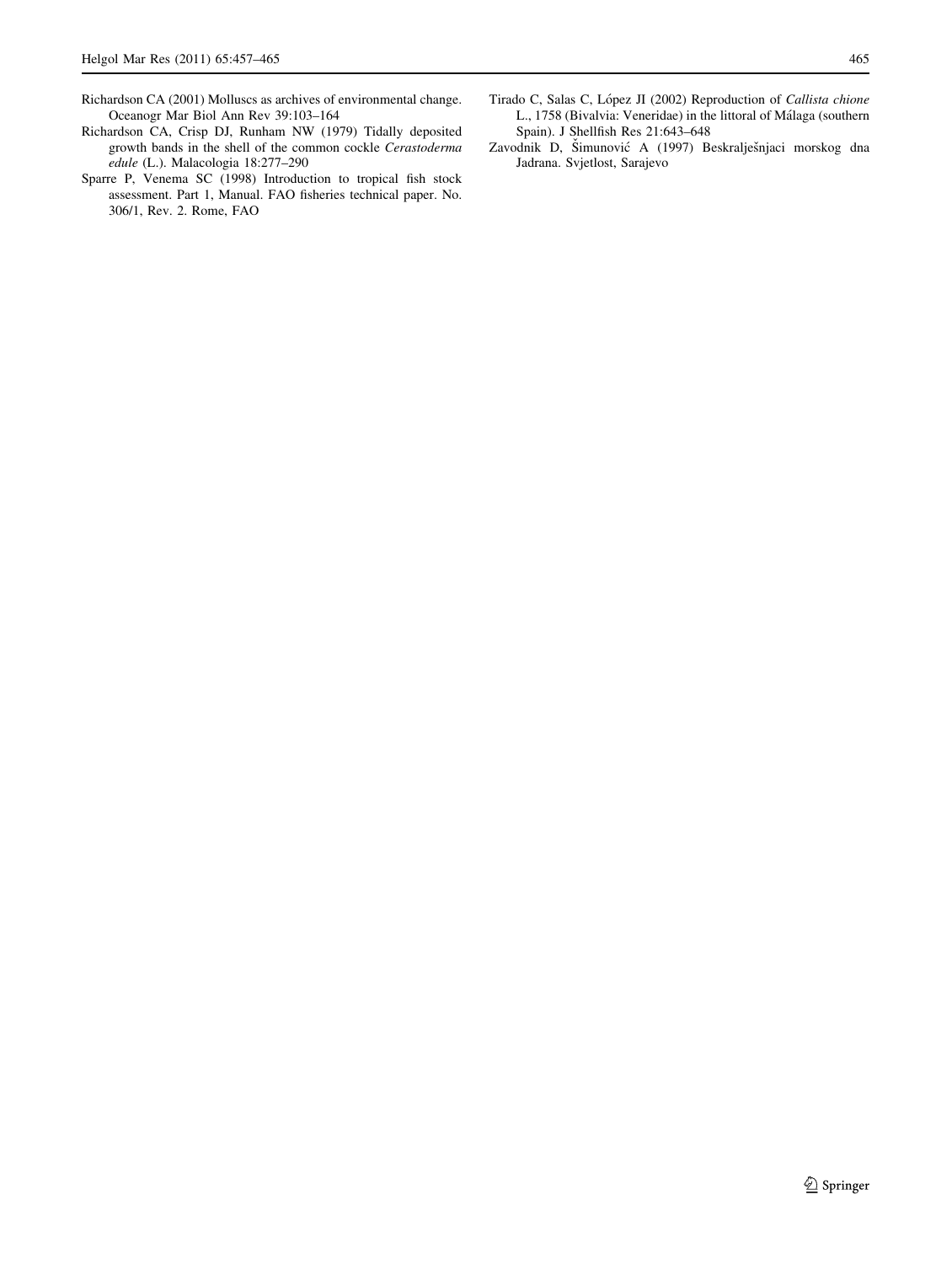Richardson CA (2001) Molluscs as archives of environmental change. Oceanogr Mar Biol Ann Rev 39:103–164

Richardson CA, Crisp DJ, Runham NW (1979) Tidally deposited growth bands in the shell of the common cockle *Cerastoderma edule* (L.). Malacologia 18:277–290

Sparre P, Venema SC (1998) Introduction to tropical fish stock assessment. Part 1, Manual. FAO fisheries technical paper. No. 306/1, Rev. 2. Rome, FAO

Tirado C, Salas C, López JI (2002) Reproduction of *Callista chione* L., 1758 (Bivalvia: Veneridae) in the littoral of Málaga (southern Spain). J Shellfish Res 21:643–648

Zavodnik D, Šimunović A (1997) Beskralješnjaci morskog dna Jadrana. Svjetlost, Sarajevo